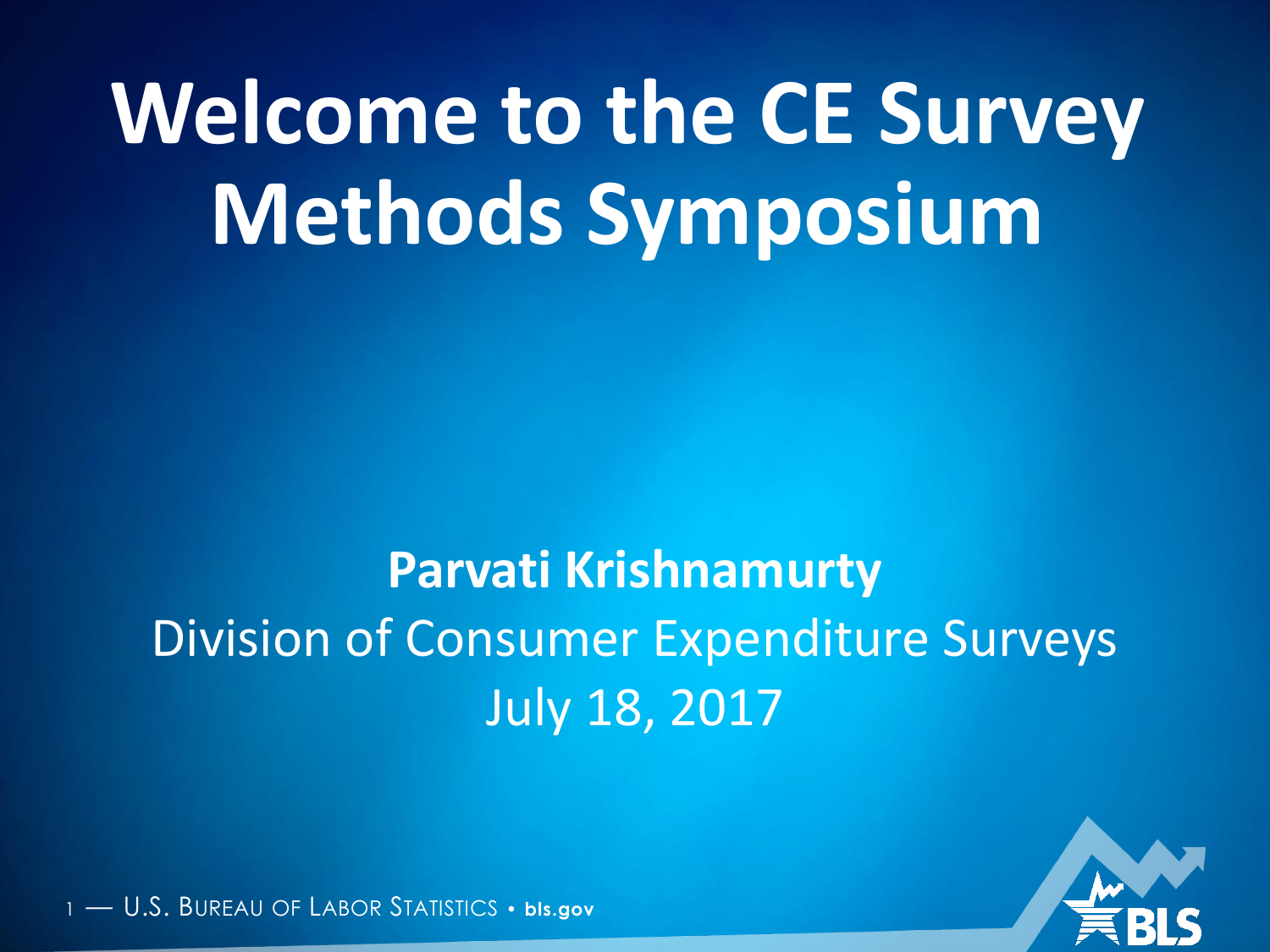# Welcome to the CE Survey Methods Symposium

**Parvati Krishnamurty**

Division of Consumer Expenditure Surveys

July 18, 2017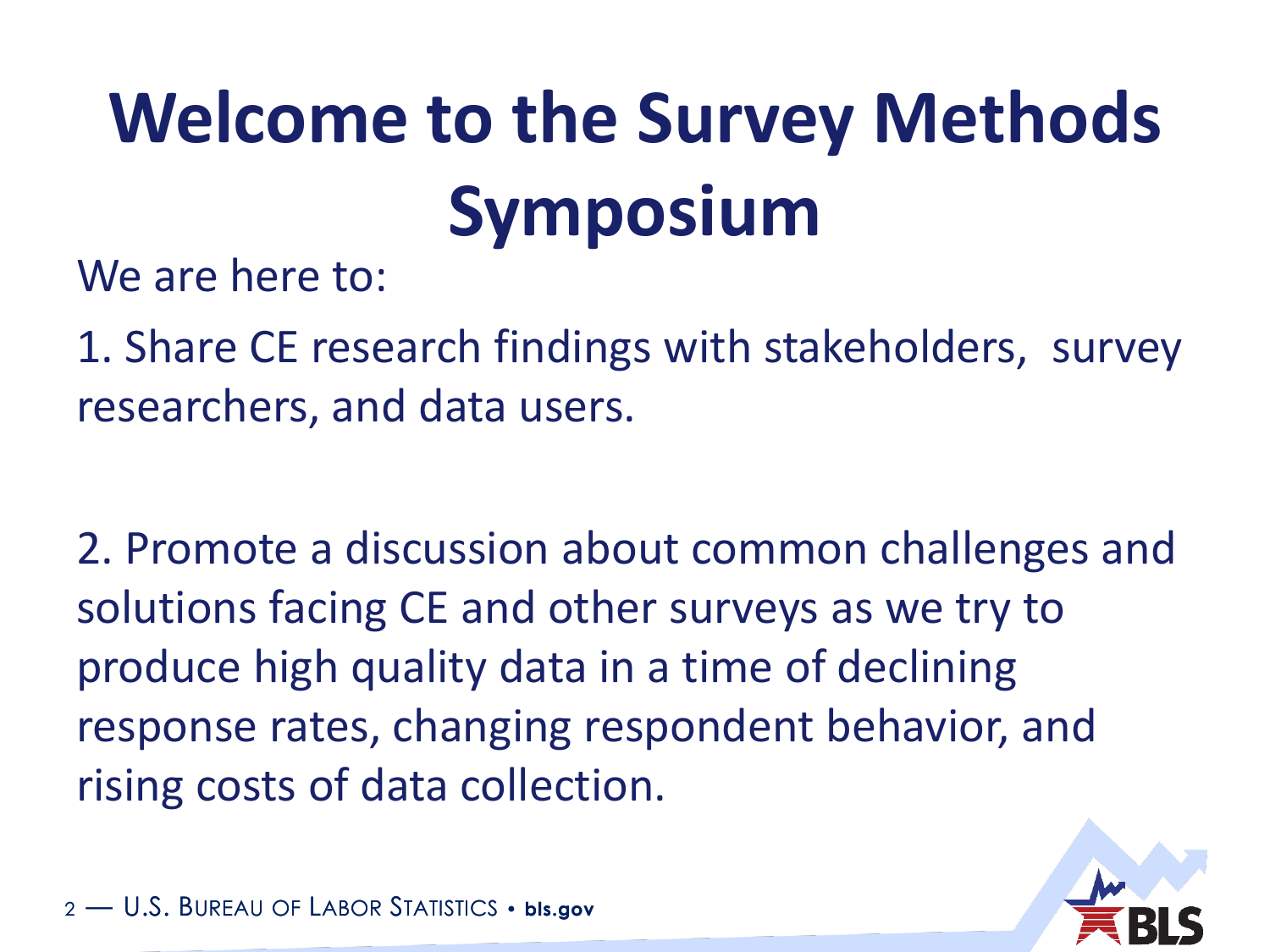# Welcome to the Survey Methods Symposium

We are here to:

1. Share CE research findings with stakeholders, survey researchers, and data users.

2. Promote a discussion about common challenges and solutions facing CE and other surveys as we try to produce high quality data in a time of declining response rates, changing respondent behavior, and rising costs of data collection.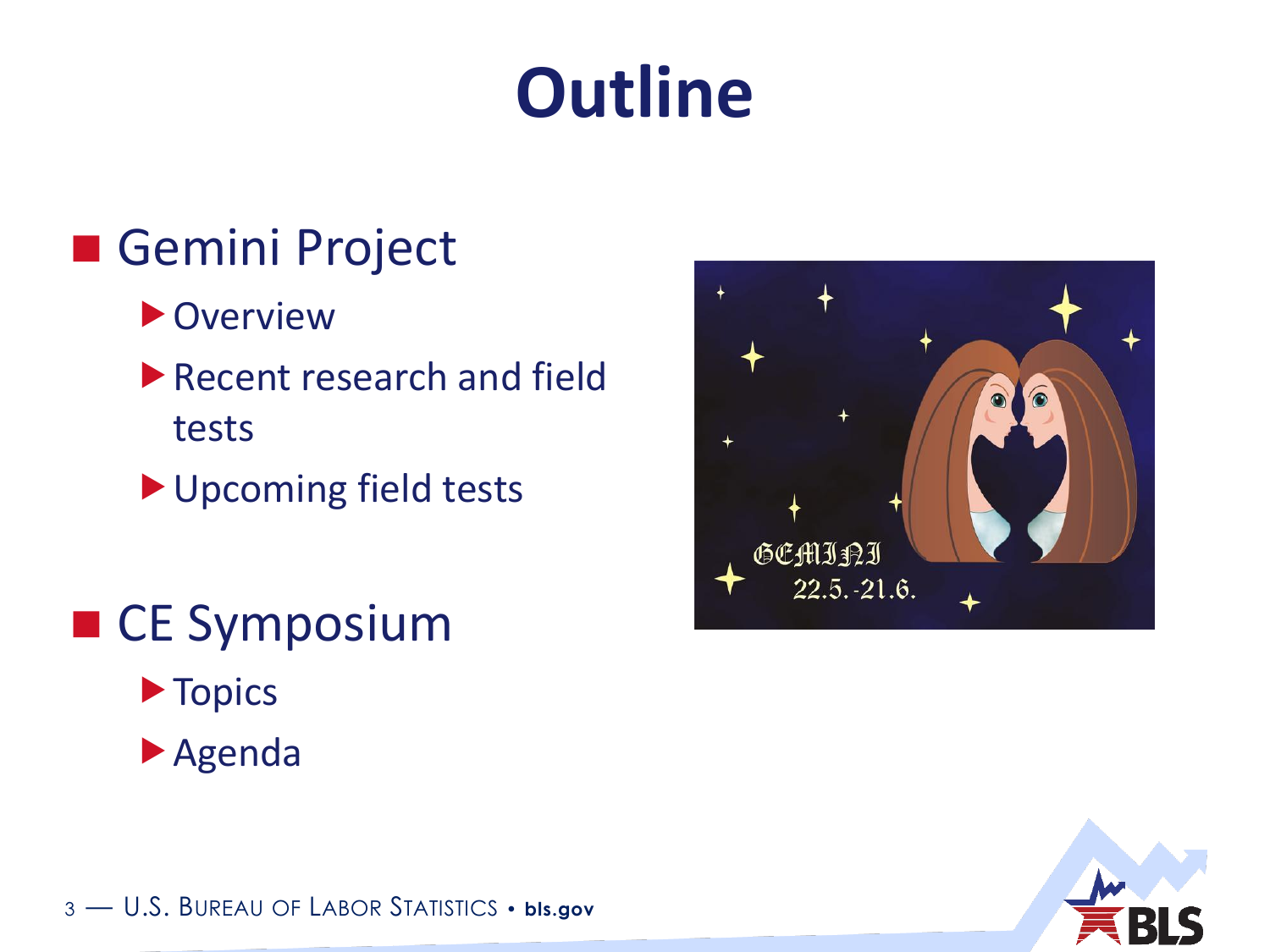# Outline

- Gemini Project
  - Overview
  - Recent research and field tests
  - Upcoming field tests
- CE Symposium
  - Topics
  - Agenda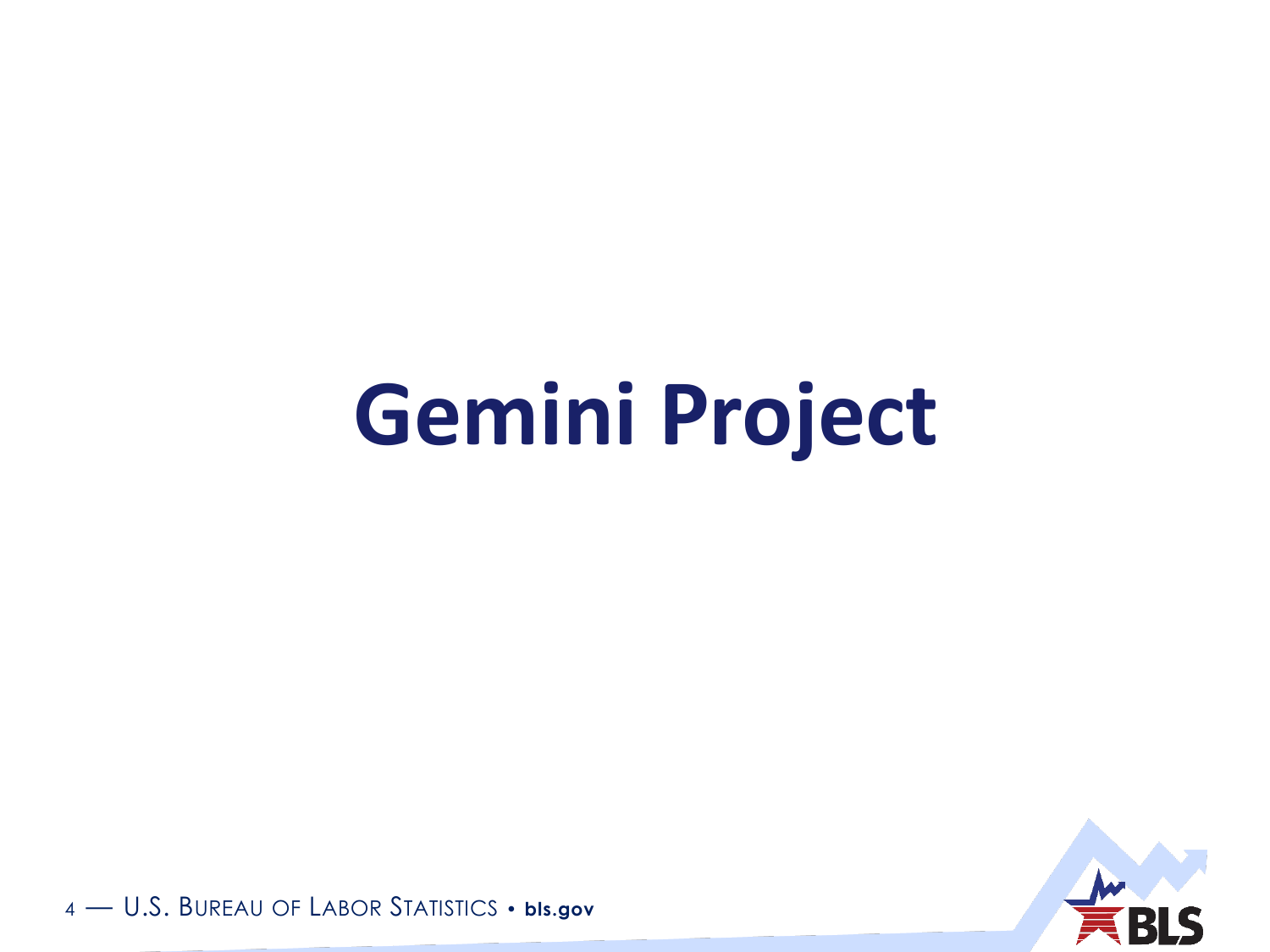# Gemini Project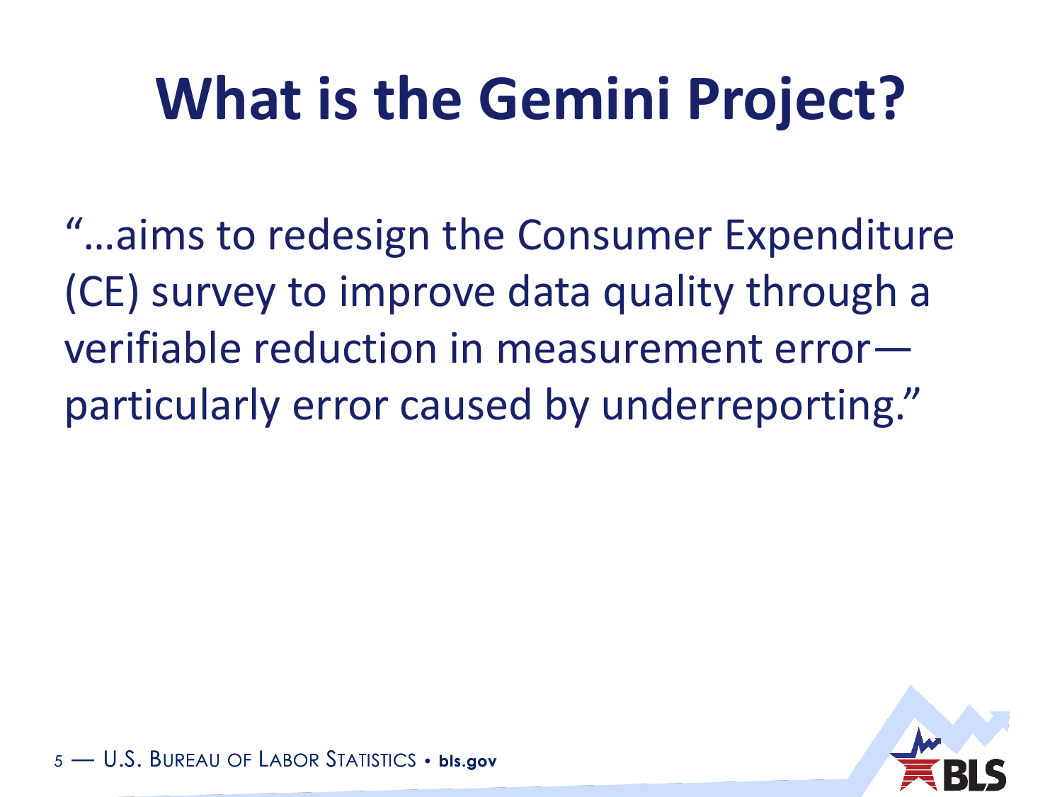# What is the Gemini Project?

"…aims to redesign the Consumer Expenditure (CE) survey to improve data quality through a verifiable reduction in measurement error—particularly error caused by underreporting."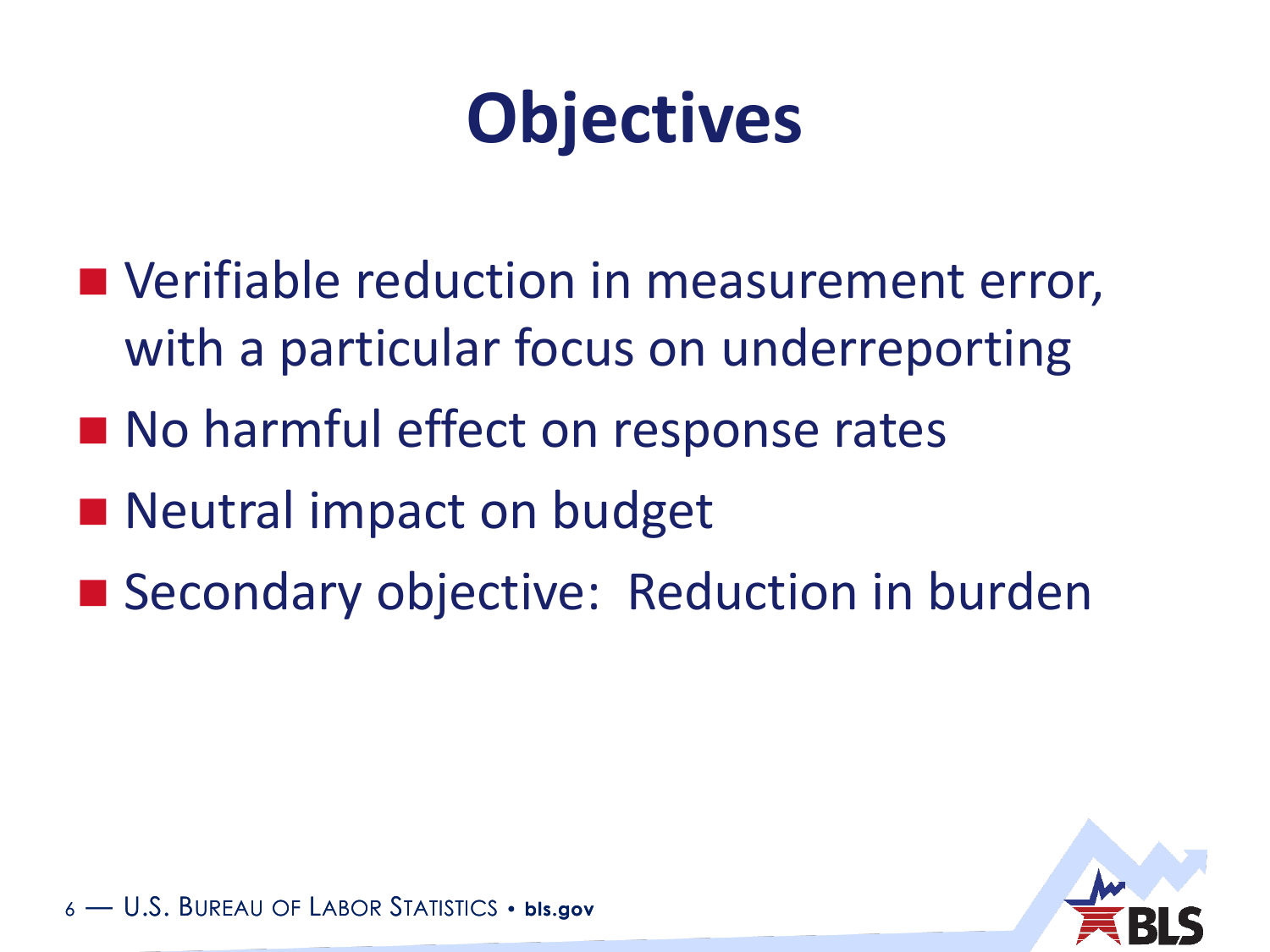# Objectives

- Verifiable reduction in measurement error, with a particular focus on underreporting
- No harmful effect on response rates
- Neutral impact on budget
- Secondary objective: Reduction in burden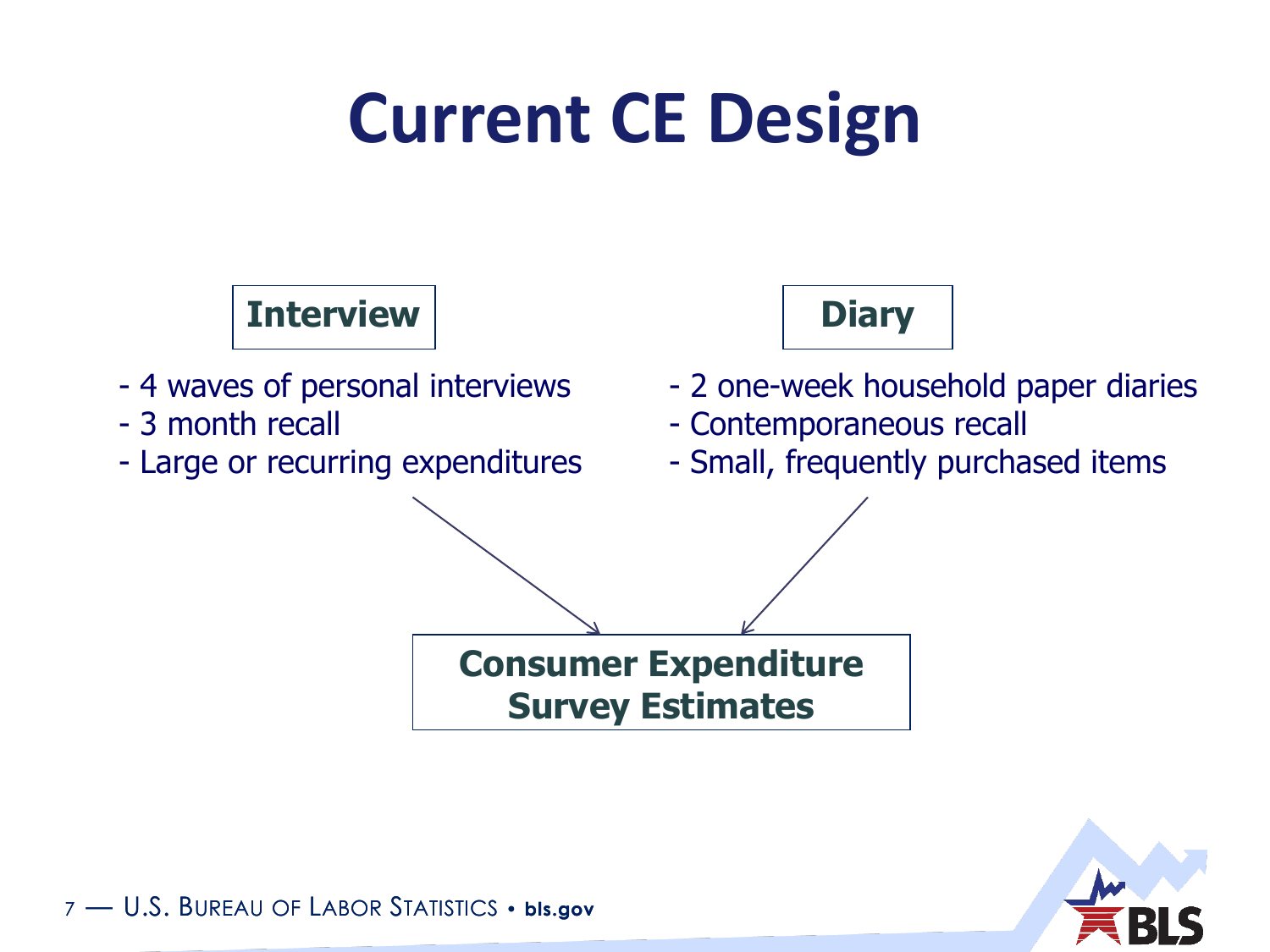# Current CE Design

**Interview**

- 4 waves of personal interviews
- 3 month recall
- Large or recurring expenditures

**Diary**

- 2 one-week household paper diaries
- Contemporaneous recall
- Small, frequently purchased items

**Consumer Expenditure Survey Estimates**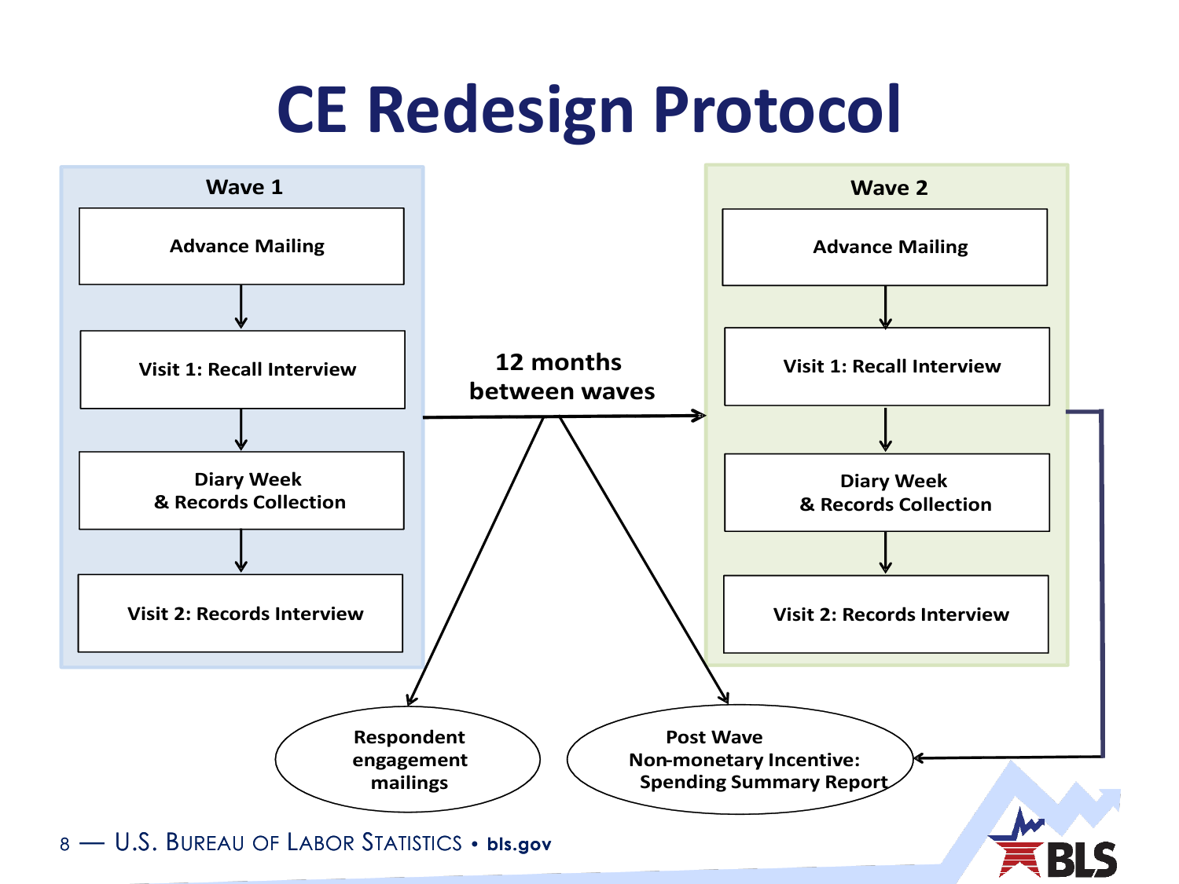# CE Redesign Protocol

**Wave 1**

- Advance Mailing
- Visit 1: Recall Interview
- Diary Week & Records Collection
- Visit 2: Records Interview

**12 months between waves**

**Wave 2**

- Advance Mailing
- Visit 1: Recall Interview
- Diary Week & Records Collection
- Visit 2: Records Interview

Respondent engagement mailings

Post Wave Non-monetary Incentive: Spending Summary Report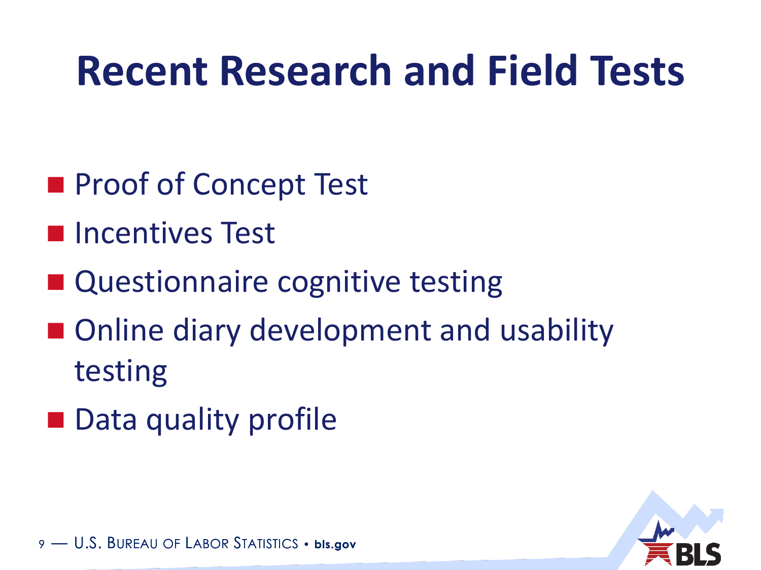# Recent Research and Field Tests

- Proof of Concept Test
- Incentives Test
- Questionnaire cognitive testing
- Online diary development and usability testing
- Data quality profile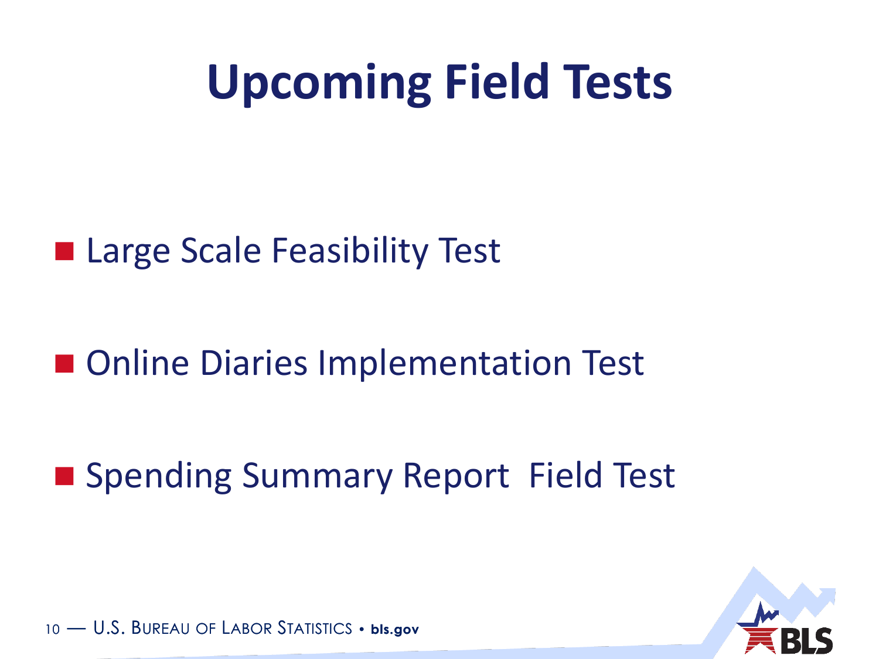# Upcoming Field Tests

- Large Scale Feasibility Test
- Online Diaries Implementation Test
- Spending Summary Report  Field Test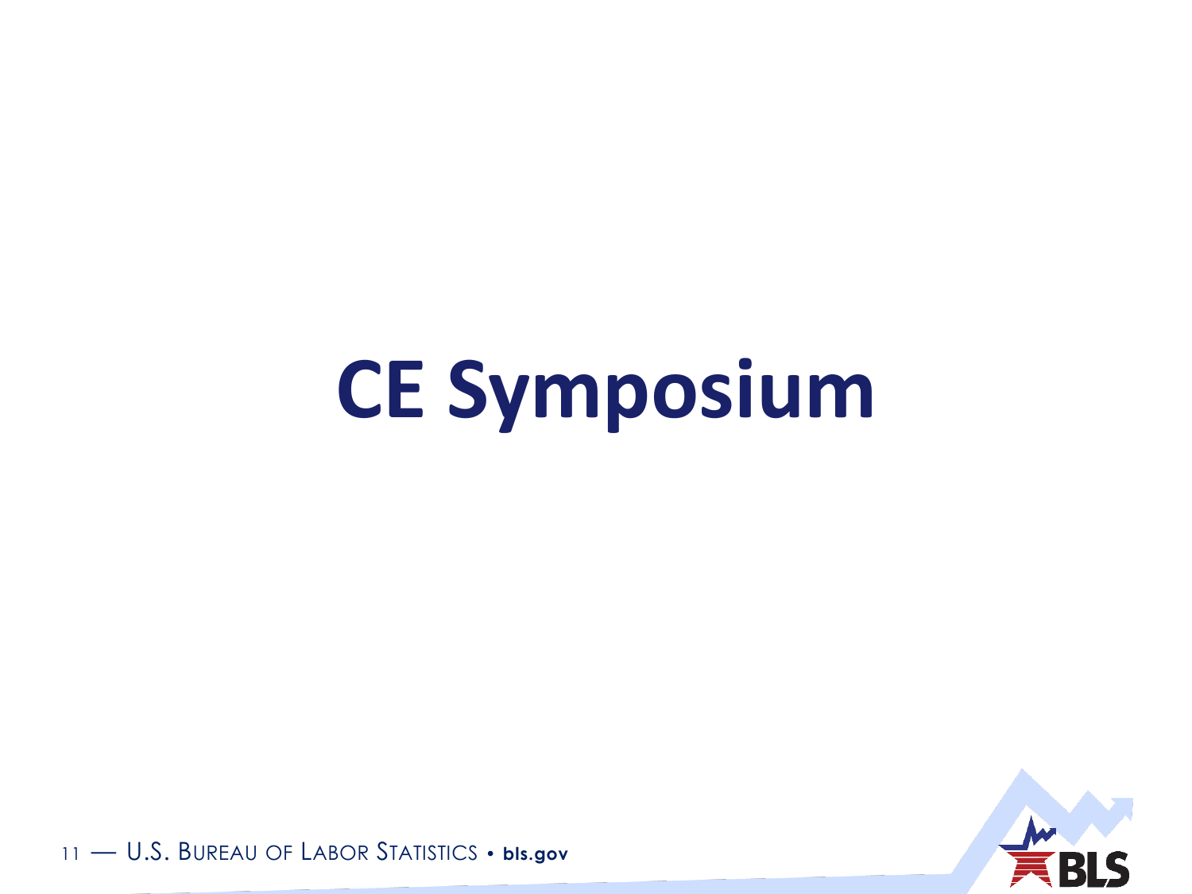# CE Symposium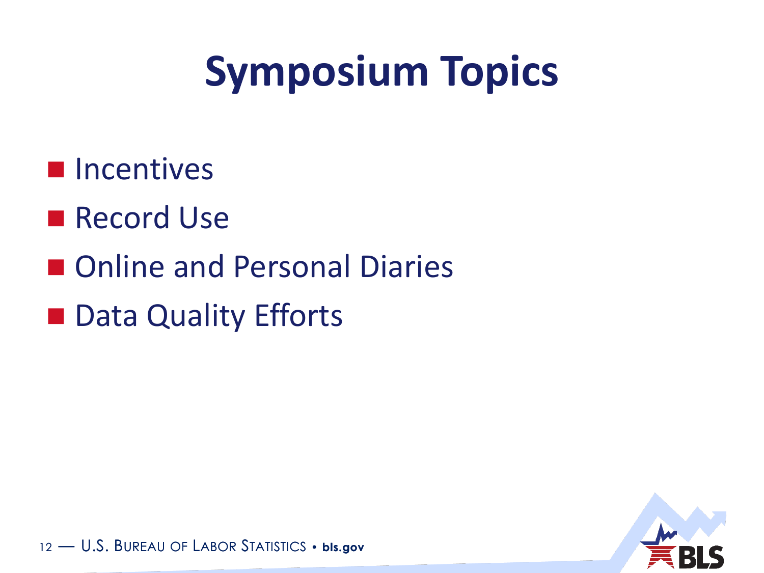# Symposium Topics

- Incentives
- Record Use
- Online and Personal Diaries
- Data Quality Efforts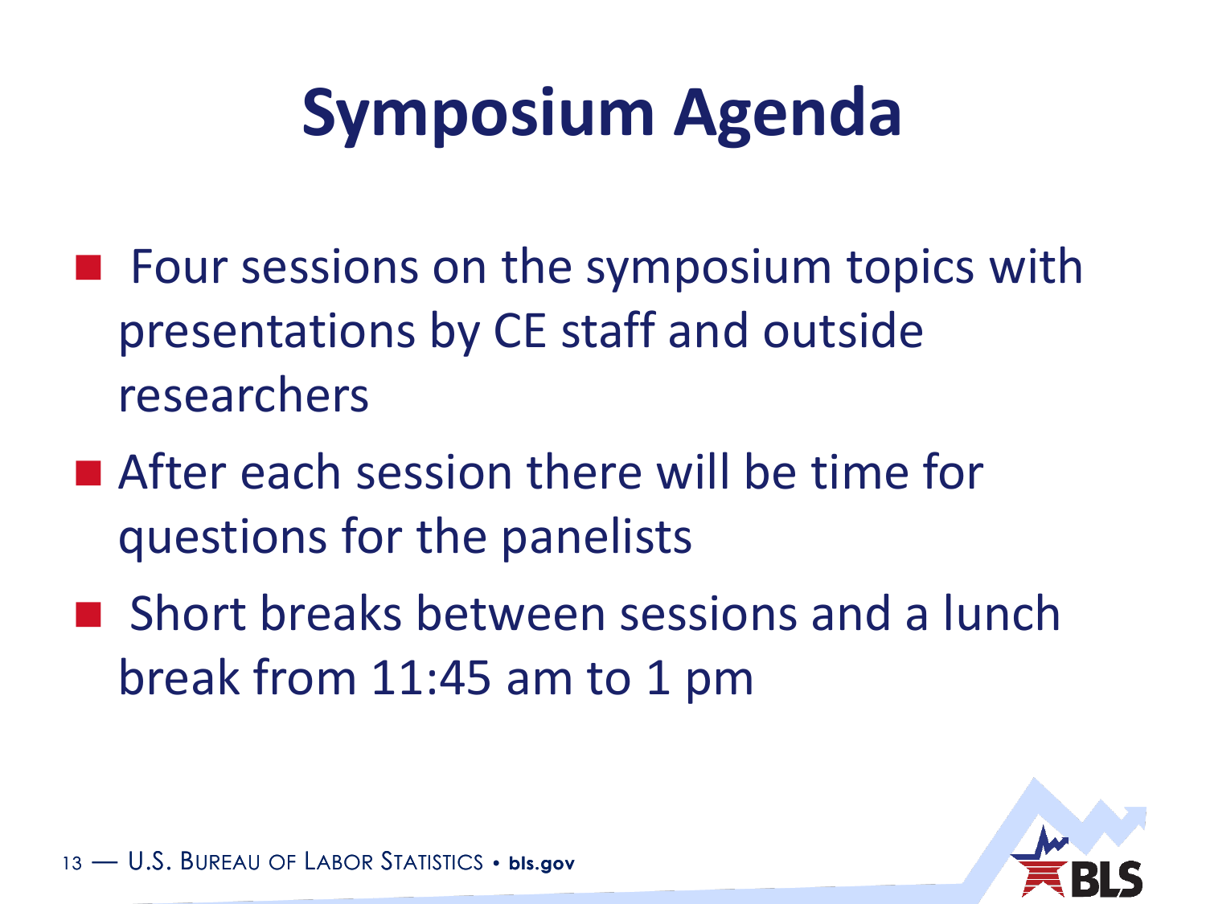# Symposium Agenda

- Four sessions on the symposium topics with presentations by CE staff and outside researchers
- After each session there will be time for questions for the panelists
- Short breaks between sessions and a lunch break from 11:45 am to 1 pm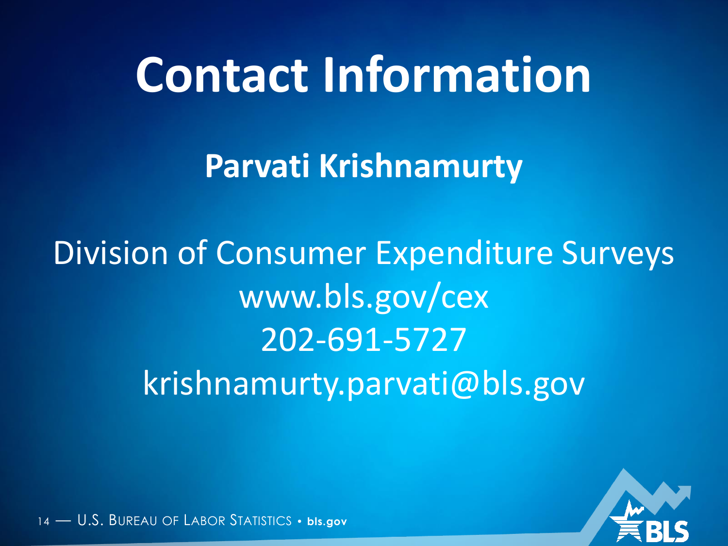# Contact Information

**Parvati Krishnamurty**

Division of Consumer Expenditure Surveys
www.bls.gov/cex
202-691-5727
krishnamurty.parvati@bls.gov